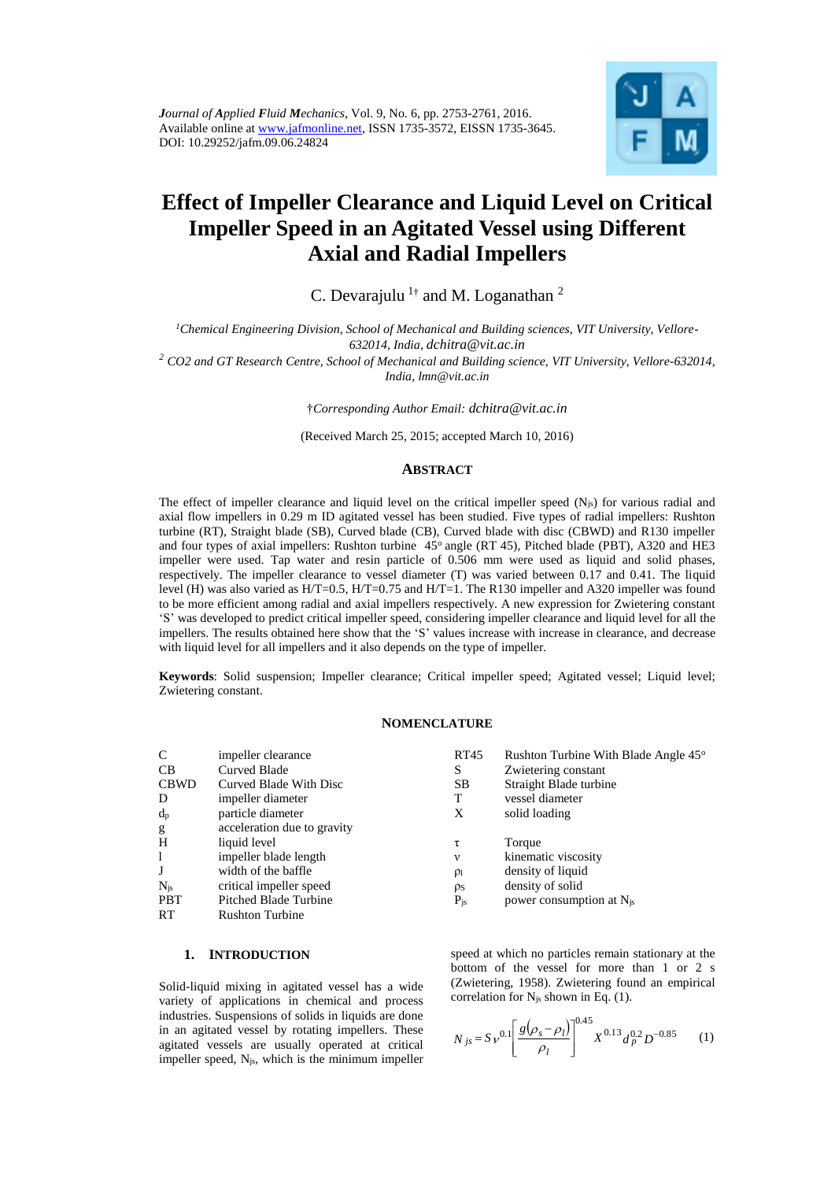*Journal of Applied Fluid Mechanics*, Vol. 9, No. 6, pp. 2753-2761, 2016.
Available online at www.jafmonline.net, ISSN 1735-3572, EISSN 1735-3645.
DOI: 10.29252/jafm.09.06.24824

# Effect of Impeller Clearance and Liquid Level on Critical Impeller Speed in an Agitated Vessel using Different Axial and Radial Impellers

C. Devarajulu [1†] and M. Loganathan [2]

[1] *Chemical Engineering Division, School of Mechanical and Building sciences, VIT University, Vellore-632014, India, dchitra@vit.ac.in*

[2] *CO2 and GT Research Centre, School of Mechanical and Building science, VIT University, Vellore-632014, India, lmn@vit.ac.in*

†*Corresponding Author Email: dchitra@vit.ac.in*

(Received March 25, 2015; accepted March 10, 2016)

## ABSTRACT

The effect of impeller clearance and liquid level on the critical impeller speed ($N_{js}$) for various radial and axial flow impellers in 0.29 m ID agitated vessel has been studied. Five types of radial impellers: Rushton turbine (RT), Straight blade (SB), Curved blade (CB), Curved blade with disc (CBWD) and R130 impeller and four types of axial impellers: Rushton turbine 45° angle (RT 45), Pitched blade (PBT), A320 and HE3 impeller were used. Tap water and resin particle of 0.506 mm were used as liquid and solid phases, respectively. The impeller clearance to vessel diameter (T) was varied between 0.17 and 0.41. The liquid level (H) was also varied as H/T=0.5, H/T=0.75 and H/T=1. The R130 impeller and A320 impeller was found to be more efficient among radial and axial impellers respectively. A new expression for Zwietering constant 'S' was developed to predict critical impeller speed, considering impeller clearance and liquid level for all the impellers. The results obtained here show that the 'S' values increase with increase in clearance, and decrease with liquid level for all impellers and it also depends on the type of impeller.

**Keywords**: Solid suspension; Impeller clearance; Critical impeller speed; Agitated vessel; Liquid level; Zwietering constant.

## NOMENCLATURE

| | | | |
|---|---|---|---|
| C | impeller clearance | RT45 | Rushton Turbine With Blade Angle 45° |
| CB | Curved Blade | S | Zwietering constant |
| CBWD | Curved Blade With Disc | SB | Straight Blade turbine |
| D | impeller diameter | T | vessel diameter |
| $d_p$ | particle diameter | X | solid loading |
| g | acceleration due to gravity | | |
| H | liquid level | $\tau$ | Torque |
| l | impeller blade length | $\nu$ | kinematic viscosity |
| J | width of the baffle | $\rho_l$ | density of liquid |
| $N_{js}$ | critical impeller speed | $\rho_S$ | density of solid |
| PBT | Pitched Blade Turbine | $P_{js}$ | power consumption at $N_{js}$ |
| RT | Rushton Turbine | | |

## 1. INTRODUCTION

Solid-liquid mixing in agitated vessel has a wide variety of applications in chemical and process industries. Suspensions of solids in liquids are done in an agitated vessel by rotating impellers. These agitated vessels are usually operated at critical impeller speed, $N_{js}$, which is the minimum impeller speed at which no particles remain stationary at the bottom of the vessel for more than 1 or 2 s (Zwietering, 1958). Zwietering found an empirical correlation for $N_{js}$ shown in Eq. (1).

$$N_{js} = S\,\nu^{0.1}\left[\frac{g\left(\rho_s-\rho_l\right)}{\rho_l}\right]^{0.45} X^{0.13}\, d_p^{0.2}\, D^{-0.85} \qquad (1)$$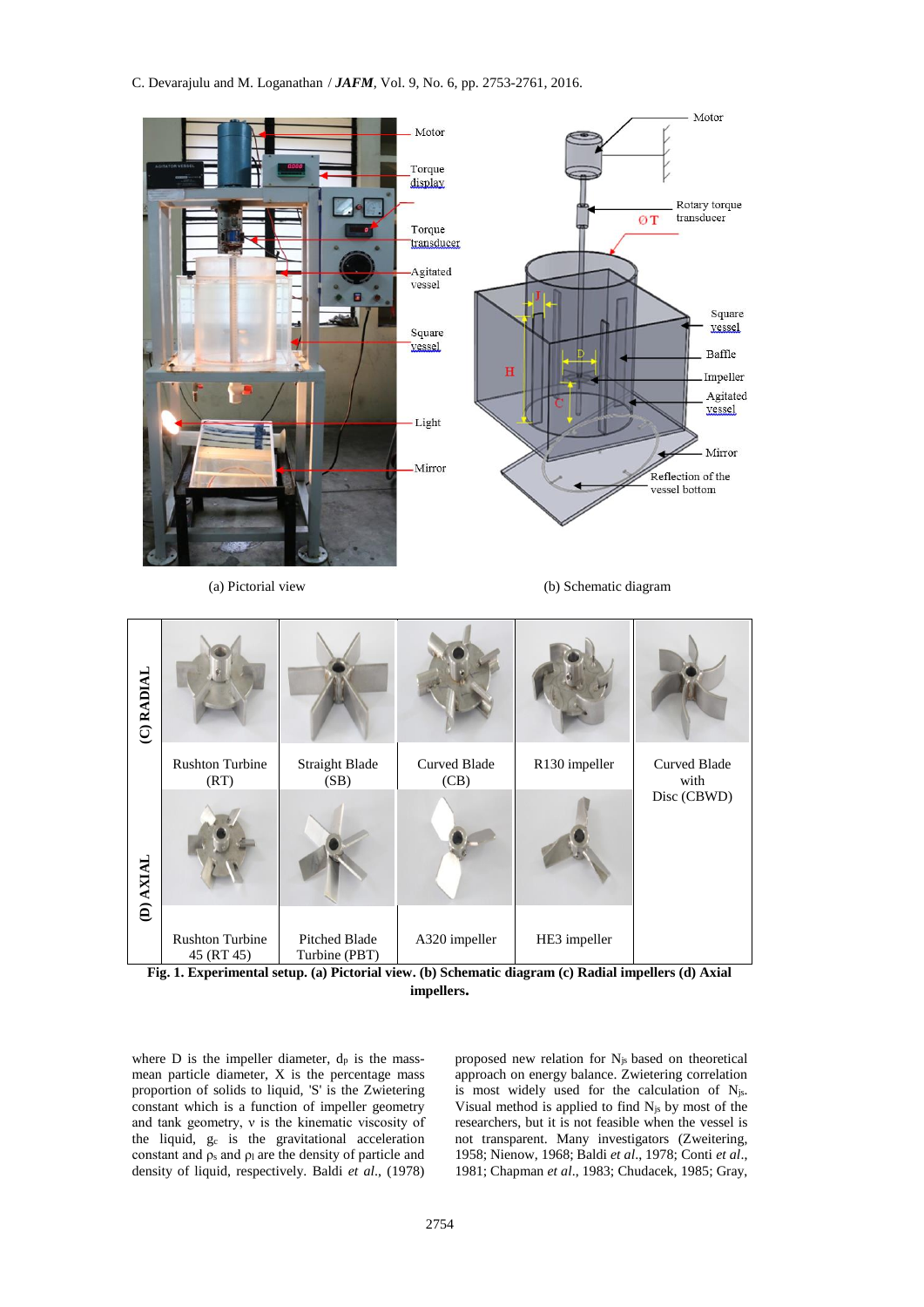(a) Pictorial view

(b) Schematic diagram

**Fig. 1. Experimental setup. (a) Pictorial view. (b) Schematic diagram (c) Radial impellers (d) Axial impellers.**

where D is the impeller diameter, $d_p$ is the mass-mean particle diameter, X is the percentage mass proportion of solids to liquid, 'S' is the Zwietering constant which is a function of impeller geometry and tank geometry, ν is the kinematic viscosity of the liquid, $g_c$ is the gravitational acceleration constant and $\rho_s$ and $\rho_l$ are the density of particle and density of liquid, respectively. Baldi *et al*., (1978) proposed new relation for $N_{js}$ based on theoretical approach on energy balance. Zwietering correlation is most widely used for the calculation of $N_{js}$. Visual method is applied to find $N_{js}$ by most of the researchers, but it is not feasible when the vessel is not transparent. Many investigators (Zweitering, 1958; Nienow, 1968; Baldi *et al*., 1978; Conti *et al*., 1981; Chapman *et al*., 1983; Chudacek, 1985; Gray,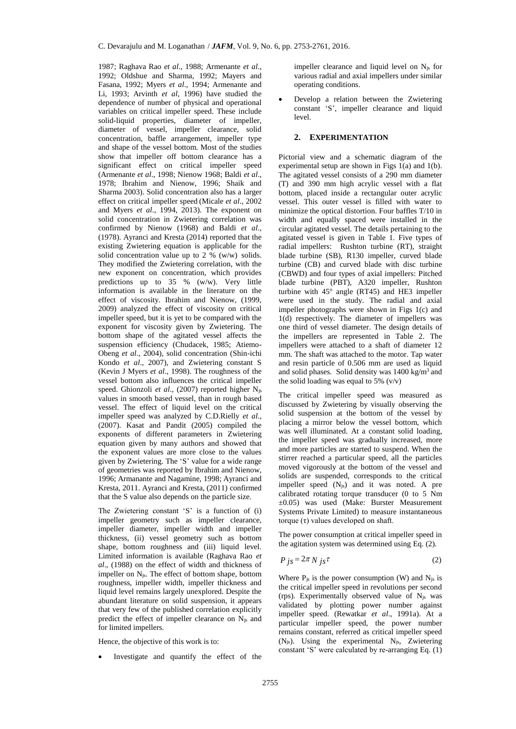1987; Raghava Rao *et al*., 1988; Armenante *et al*., 1992; Oldshue and Sharma, 1992; Mayers and Fasana, 1992; Myers *et al*., 1994; Armenante and Li, 1993; Arvinth *et al*, 1996) have studied the dependence of number of physical and operational variables on critical impeller speed. These include solid-liquid properties, diameter of impeller, diameter of vessel, impeller clearance, solid concentration, baffle arrangement, impeller type and shape of the vessel bottom. Most of the studies show that impeller off bottom clearance has a significant effect on critical impeller speed (Armenante *et al*., 1998; Nienow 1968; Baldi *et al*., 1978; Ibrahim and Nienow, 1996; Shaik and Sharma 2003). Solid concentration also has a larger effect on critical impeller speed (Micale *et al*., 2002 and Myers *et al*., 1994, 2013). The exponent on solid concentration in Zwietering correlation was confirmed by Nienow (1968) and Baldi *et al*., (1978). Ayranci and Kresta (2014) reported that the existing Zwietering equation is applicable for the solid concentration value up to 2 % (w/w) solids. They modified the Zwietering correlation, with the new exponent on concentration, which provides predictions up to 35 % (w/w). Very little information is available in the literature on the effect of viscosity. Ibrahim and Nienow, (1999, 2009) analyzed the effect of viscosity on critical impeller speed, but it is yet to be compared with the exponent for viscosity given by Zwietering. The bottom shape of the agitated vessel affects the suspension efficiency (Chudacek, 1985; Atiemo-Obeng *et al*., 2004), solid concentration (Shin-ichi Kondo *et al*., 2007), and Zwietering constant S (Kevin J Myers *et al*., 1998). The roughness of the vessel bottom also influences the critical impeller speed. Ghionzoli *et al*., (2007) reported higher $N_{js}$ values in smooth based vessel, than in rough based vessel. The effect of liquid level on the critical impeller speed was analyzed by C.D.Rielly *et al*., (2007). Kasat and Pandit (2005) compiled the exponents of different parameters in Zwietering equation given by many authors and showed that the exponent values are more close to the values given by Zwietering. The 'S' value for a wide range of geometries was reported by Ibrahim and Nienow, 1996; Armanante and Nagamine, 1998; Ayranci and Kresta, 2011. Ayranci and Kresta, (2011) confirmed that the S value also depends on the particle size.

The Zwietering constant 'S' is a function of (i) impeller geometry such as impeller clearance, impeller diameter, impeller width and impeller thickness, (ii) vessel geometry such as bottom shape, bottom roughness and (iii) liquid level. Limited information is available (Raghava Rao *et al*., (1988) on the effect of width and thickness of impeller on $N_{js}$. The effect of bottom shape, bottom roughness, impeller width, impeller thickness and liquid level remains largely unexplored. Despite the abundant literature on solid suspension, it appears that very few of the published correlation explicitly predict the effect of impeller clearance on $N_{js}$ and for limited impellers.

Hence, the objective of this work is to:

- Investigate and quantify the effect of the impeller clearance and liquid level on $N_{js}$ for various radial and axial impellers under similar operating conditions.
- Develop a relation between the Zwietering constant 'S', impeller clearance and liquid level.

## 2. EXPERIMENTATION

Pictorial view and a schematic diagram of the experimental setup are shown in Figs 1(a) and 1(b). The agitated vessel consists of a 290 mm diameter (T) and 390 mm high acrylic vessel with a flat bottom, placed inside a rectangular outer acrylic vessel. This outer vessel is filled with water to minimize the optical distortion. Four baffles T/10 in width and equally spaced were installed in the circular agitated vessel. The details pertaining to the agitated vessel is given in Table 1. Five types of radial impellers: Rushton turbine (RT), straight blade turbine (SB), R130 impeller, curved blade turbine (CB) and curved blade with disc turbine (CBWD) and four types of axial impellers: Pitched blade turbine (PBT), A320 impeller, Rushton turbine with 45º angle (RT45) and HE3 impeller were used in the study. The radial and axial impeller photographs were shown in Figs 1(c) and 1(d) respectively. The diameter of impellers was one third of vessel diameter. The design details of the impellers are represented in Table 2. The impellers were attached to a shaft of diameter 12 mm. The shaft was attached to the motor. Tap water and resin particle of 0.506 mm are used as liquid and solid phases. Solid density was 1400 kg/m³ and the solid loading was equal to 5% (v/v)

The critical impeller speed was measured as discussed by Zwietering by visually observing the solid suspension at the bottom of the vessel by placing a mirror below the vessel bottom, which was well illuminated. At a constant solid loading, the impeller speed was gradually increased, more and more particles are started to suspend. When the stirrer reached a particular speed, all the particles moved vigorously at the bottom of the vessel and solids are suspended, corresponds to the critical impeller speed ($N_{js}$) and it was noted. A pre calibrated rotating torque transducer (0 to 5 Nm ±0.05) was used (Make: Burster Measurement Systems Private Limited) to measure instantaneous torque ($\tau$) values developed on shaft.

The power consumption at critical impeller speed in the agitation system was determined using Eq. (2).

$$P_{js} = 2\pi N_{js} \tau \tag{2}$$

Where $P_{js}$ is the power consumption (W) and $N_{js}$ is the critical impeller speed in revolutions per second (rps). Experimentally observed value of $N_{js}$ was validated by plotting power number against impeller speed. (Rewatkar *et al*., 1991a). At a particular impeller speed, the power number remains constant, referred as critical impeller speed ($N_{js}$). Using the experimental $N_{js}$, Zwietering constant 'S' were calculated by re-arranging Eq. (1)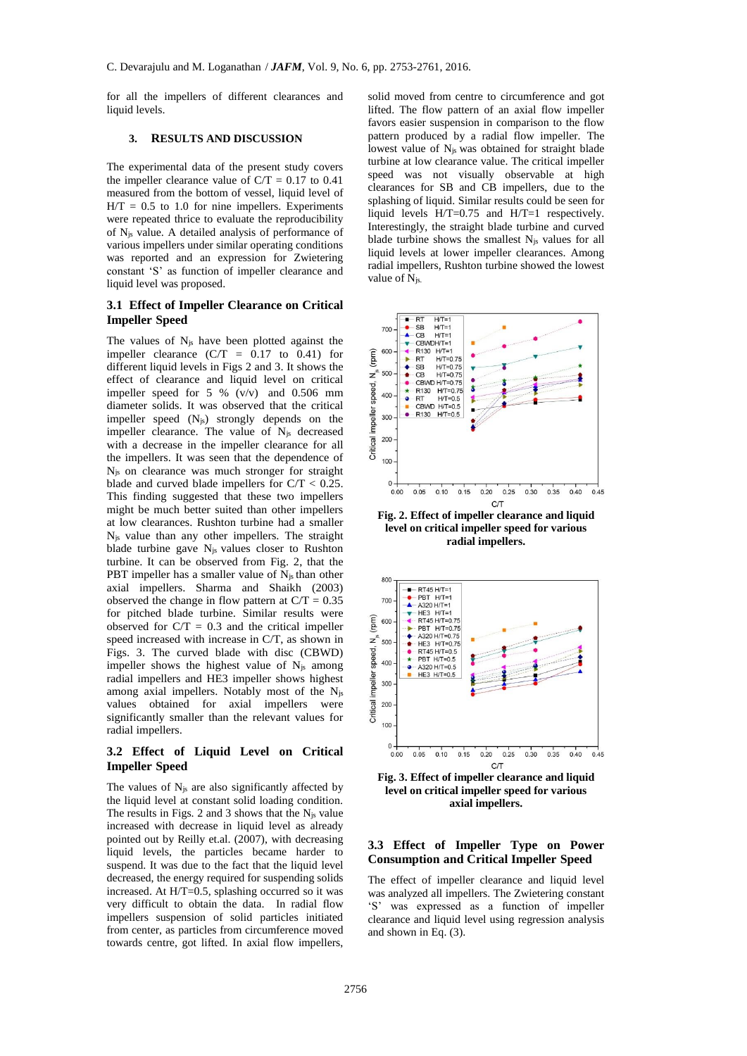for all the impellers of different clearances and liquid levels.

## 3. RESULTS AND DISCUSSION

The experimental data of the present study covers the impeller clearance value of C/T = 0.17 to 0.41 measured from the bottom of vessel, liquid level of H/T = 0.5 to 1.0 for nine impellers. Experiments were repeated thrice to evaluate the reproducibility of $N_{js}$ value. A detailed analysis of performance of various impellers under similar operating conditions was reported and an expression for Zwietering constant 'S' as function of impeller clearance and liquid level was proposed.

### 3.1 Effect of Impeller Clearance on Critical Impeller Speed

The values of $N_{js}$ have been plotted against the impeller clearance (C/T = 0.17 to 0.41) for different liquid levels in Figs 2 and 3. It shows the effect of clearance and liquid level on critical impeller speed for 5 % (v/v) and 0.506 mm diameter solids. It was observed that the critical impeller speed ($N_{js}$) strongly depends on the impeller clearance. The value of $N_{js}$ decreased with a decrease in the impeller clearance for all the impellers. It was seen that the dependence of $N_{js}$ on clearance was much stronger for straight blade and curved blade impellers for C/T < 0.25. This finding suggested that these two impellers might be much better suited than other impellers at low clearances. Rushton turbine had a smaller $N_{js}$ value than any other impellers. The straight blade turbine gave $N_{js}$ values closer to Rushton turbine. It can be observed from Fig. 2, that the PBT impeller has a smaller value of $N_{js}$ than other axial impellers. Sharma and Shaikh (2003) observed the change in flow pattern at C/T = 0.35 for pitched blade turbine. Similar results were observed for C/T = 0.3 and the critical impeller speed increased with increase in C/T, as shown in Figs. 3. The curved blade with disc (CBWD) impeller shows the highest value of $N_{js}$ among radial impellers and HE3 impeller shows highest among axial impellers. Notably most of the $N_{js}$ values obtained for axial impellers were significantly smaller than the relevant values for radial impellers.

### 3.2 Effect of Liquid Level on Critical Impeller Speed

The values of $N_{js}$ are also significantly affected by the liquid level at constant solid loading condition. The results in Figs. 2 and 3 shows that the $N_{js}$ value increased with decrease in liquid level as already pointed out by Reilly et.al. (2007), with decreasing liquid levels, the particles became harder to suspend. It was due to the fact that the liquid level decreased, the energy required for suspending solids increased. At H/T=0.5, splashing occurred so it was very difficult to obtain the data. In radial flow impellers suspension of solid particles initiated from center, as particles from circumference moved towards centre, got lifted. In axial flow impellers, solid moved from centre to circumference and got lifted. The flow pattern of an axial flow impeller favors easier suspension in comparison to the flow pattern produced by a radial flow impeller. The lowest value of $N_{js}$ was obtained for straight blade turbine at low clearance value. The critical impeller speed was not visually observable at high clearances for SB and CB impellers, due to the splashing of liquid. Similar results could be seen for liquid levels H/T=0.75 and H/T=1 respectively. Interestingly, the straight blade turbine and curved blade turbine shows the smallest $N_{js}$ values for all liquid levels at lower impeller clearances. Among radial impellers, Rushton turbine showed the lowest value of $N_{js}$.

**Fig. 2. Effect of impeller clearance and liquid level on critical impeller speed for various radial impellers.**

**Fig. 3. Effect of impeller clearance and liquid level on critical impeller speed for various axial impellers.**

### 3.3 Effect of Impeller Type on Power Consumption and Critical Impeller Speed

The effect of impeller clearance and liquid level was analyzed all impellers. The Zwietering constant 'S' was expressed as a function of impeller clearance and liquid level using regression analysis and shown in Eq. (3).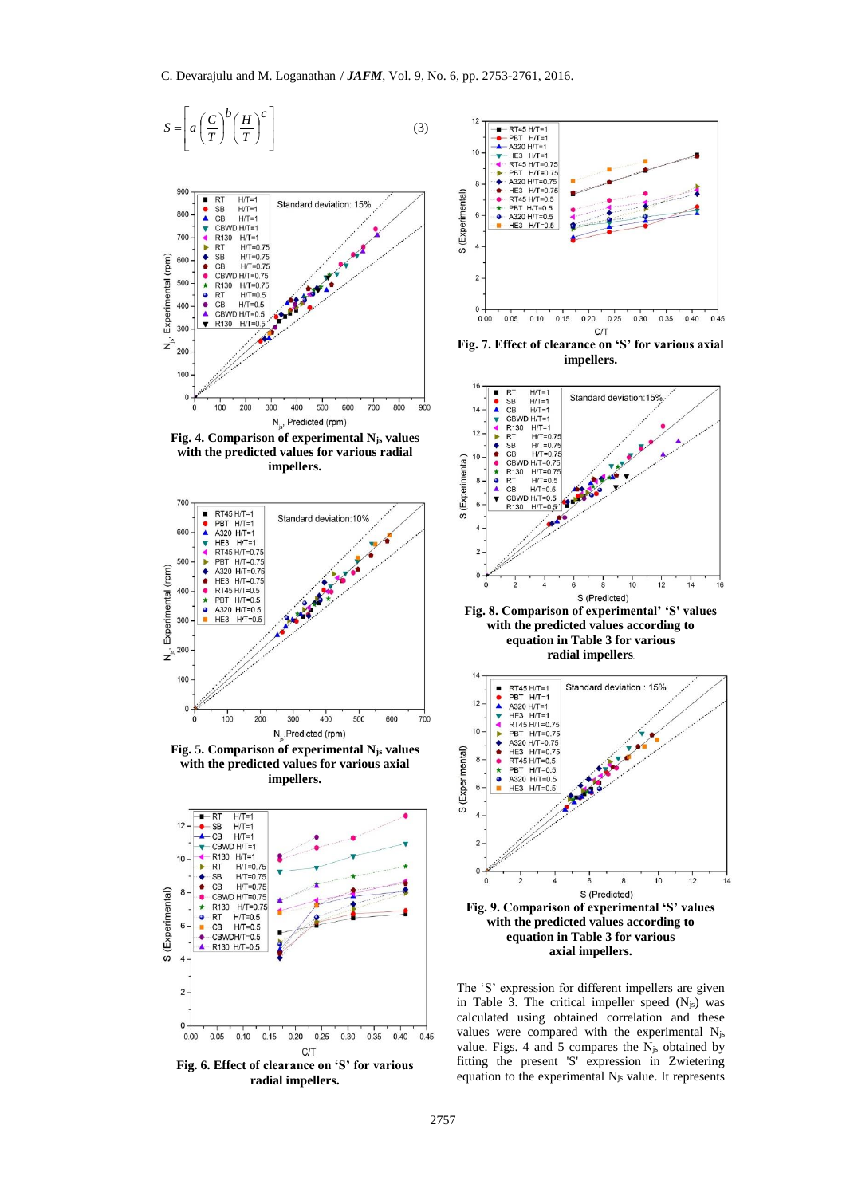$$S = \left[ a \left( \frac{C}{T} \right)^b \left( \frac{H}{T} \right)^c \right] \quad (3)$$

**Fig. 4. Comparison of experimental $N_{js}$ values with the predicted values for various radial impellers.**

**Fig. 5. Comparison of experimental $N_{js}$ values with the predicted values for various axial impellers.**

**Fig. 6. Effect of clearance on 'S' for various radial impellers.**

**Fig. 7. Effect of clearance on 'S' for various axial impellers.**

**Fig. 8. Comparison of experimental' 'S' values with the predicted values according to equation in Table 3 for various radial impellers**

**Fig. 9. Comparison of experimental 'S' values with the predicted values according to equation in Table 3 for various axial impellers.**

The 'S' expression for different impellers are given in Table 3. The critical impeller speed ($N_{js}$) was calculated using obtained correlation and these values were compared with the experimental $N_{js}$ value. Figs. 4 and 5 compares the $N_{js}$ obtained by fitting the present 'S' expression in Zwietering equation to the experimental $N_{js}$ value. It represents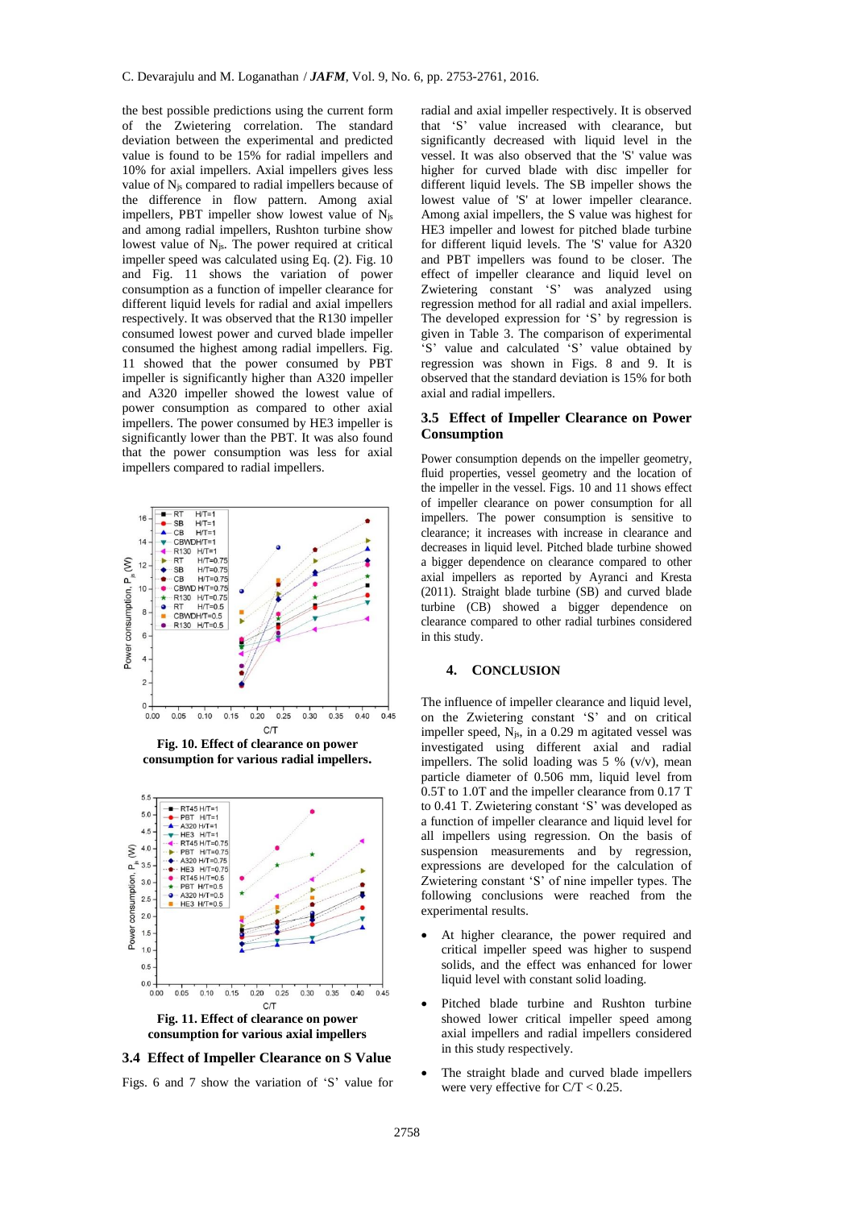the best possible predictions using the current form of the Zwietering correlation. The standard deviation between the experimental and predicted value is found to be 15% for radial impellers and 10% for axial impellers. Axial impellers gives less value of $N_{js}$ compared to radial impellers because of the difference in flow pattern. Among axial impellers, PBT impeller show lowest value of $N_{js}$ and among radial impellers, Rushton turbine show lowest value of $N_{js}$. The power required at critical impeller speed was calculated using Eq. (2). Fig. 10 and Fig. 11 shows the variation of power consumption as a function of impeller clearance for different liquid levels for radial and axial impellers respectively. It was observed that the R130 impeller consumed lowest power and curved blade impeller consumed the highest among radial impellers. Fig. 11 showed that the power consumed by PBT impeller is significantly higher than A320 impeller and A320 impeller showed the lowest value of power consumption as compared to other axial impellers. The power consumed by HE3 impeller is significantly lower than the PBT. It was also found that the power consumption was less for axial impellers compared to radial impellers.

**Fig. 10. Effect of clearance on power consumption for various radial impellers.**

**Fig. 11. Effect of clearance on power consumption for various axial impellers**

### 3.4 Effect of Impeller Clearance on S Value

Figs. 6 and 7 show the variation of 'S' value for radial and axial impeller respectively. It is observed that 'S' value increased with clearance, but significantly decreased with liquid level in the vessel. It was also observed that the 'S' value was higher for curved blade with disc impeller for different liquid levels. The SB impeller shows the lowest value of 'S' at lower impeller clearance. Among axial impellers, the S value was highest for HE3 impeller and lowest for pitched blade turbine for different liquid levels. The 'S' value for A320 and PBT impellers was found to be closer. The effect of impeller clearance and liquid level on Zwietering constant 'S' was analyzed using regression method for all radial and axial impellers. The developed expression for 'S' by regression is given in Table 3. The comparison of experimental 'S' value and calculated 'S' value obtained by regression was shown in Figs. 8 and 9. It is observed that the standard deviation is 15% for both axial and radial impellers.

### 3.5 Effect of Impeller Clearance on Power Consumption

Power consumption depends on the impeller geometry, fluid properties, vessel geometry and the location of the impeller in the vessel. Figs. 10 and 11 shows effect of impeller clearance on power consumption for all impellers. The power consumption is sensitive to clearance; it increases with increase in clearance and decreases in liquid level. Pitched blade turbine showed a bigger dependence on clearance compared to other axial impellers as reported by Ayranci and Kresta (2011). Straight blade turbine (SB) and curved blade turbine (CB) showed a bigger dependence on clearance compared to other radial turbines considered in this study.

## 4. CONCLUSION

The influence of impeller clearance and liquid level, on the Zwietering constant 'S' and on critical impeller speed, $N_{js}$, in a 0.29 m agitated vessel was investigated using different axial and radial impellers. The solid loading was 5 % (v/v), mean particle diameter of 0.506 mm, liquid level from 0.5T to 1.0T and the impeller clearance from 0.17 T to 0.41 T. Zwietering constant 'S' was developed as a function of impeller clearance and liquid level for all impellers using regression. On the basis of suspension measurements and by regression, expressions are developed for the calculation of Zwietering constant 'S' of nine impeller types. The following conclusions were reached from the experimental results.

- At higher clearance, the power required and critical impeller speed was higher to suspend solids, and the effect was enhanced for lower liquid level with constant solid loading.
- Pitched blade turbine and Rushton turbine showed lower critical impeller speed among axial impellers and radial impellers considered in this study respectively.
- The straight blade and curved blade impellers were very effective for C/T < 0.25.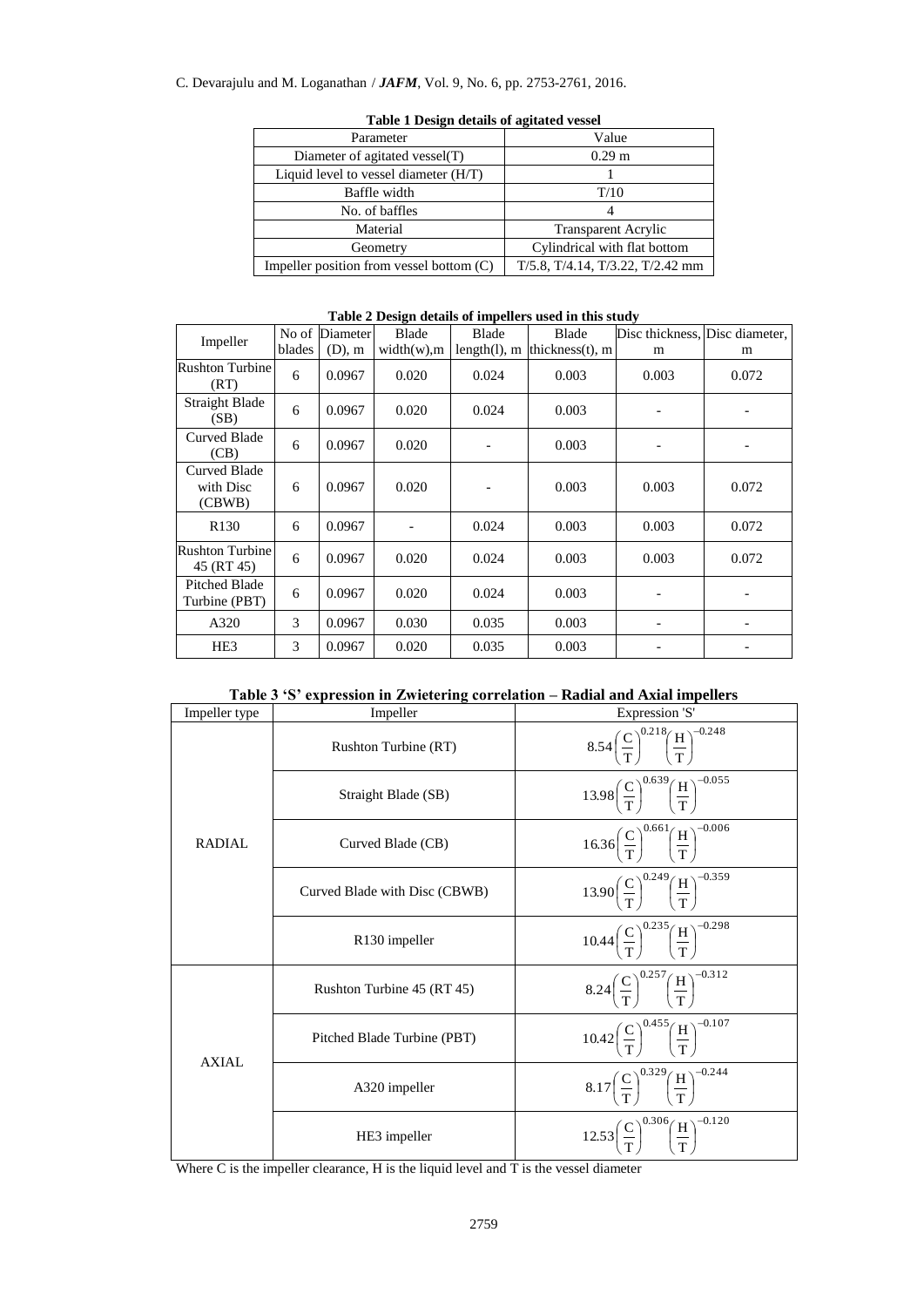**Table 1 Design details of agitated vessel**

| Parameter | Value |
|---|---|
| Diameter of agitated vessel(T) | 0.29 m |
| Liquid level to vessel diameter (H/T) | 1 |
| Baffle width | T/10 |
| No. of baffles | 4 |
| Material | Transparent Acrylic |
| Geometry | Cylindrical with flat bottom |
| Impeller position from vessel bottom (C) | T/5.8, T/4.14, T/3.22, T/2.42 mm |

**Table 2 Design details of impellers used in this study**

| Impeller | No of blades | Diameter (D), m | Blade width(w),m | Blade length(l), m | Blade thickness(t), m | Disc thickness, m | Disc diameter, m |
|---|---|---|---|---|---|---|---|
| Rushton Turbine (RT) | 6 | 0.0967 | 0.020 | 0.024 | 0.003 | 0.003 | 0.072 |
| Straight Blade (SB) | 6 | 0.0967 | 0.020 | 0.024 | 0.003 | - | - |
| Curved Blade (CB) | 6 | 0.0967 | 0.020 | - | 0.003 | - | - |
| Curved Blade with Disc (CBWB) | 6 | 0.0967 | 0.020 | - | 0.003 | 0.003 | 0.072 |
| R130 | 6 | 0.0967 | - | 0.024 | 0.003 | 0.003 | 0.072 |
| Rushton Turbine 45 (RT 45) | 6 | 0.0967 | 0.020 | 0.024 | 0.003 | 0.003 | 0.072 |
| Pitched Blade Turbine (PBT) | 6 | 0.0967 | 0.020 | 0.024 | 0.003 | - | - |
| A320 | 3 | 0.0967 | 0.030 | 0.035 | 0.003 | - | - |
| HE3 | 3 | 0.0967 | 0.020 | 0.035 | 0.003 | - | - |

**Table 3 'S' expression in Zwietering correlation – Radial and Axial impellers**

| Impeller type | Impeller | Expression 'S' |
|---|---|---|
| RADIAL | Rushton Turbine (RT) | $8.54\left(\frac{C}{T}\right)^{0.218}\left(\frac{H}{T}\right)^{-0.248}$ |
| | Straight Blade (SB) | $13.98\left(\frac{C}{T}\right)^{0.639}\left(\frac{H}{T}\right)^{-0.055}$ |
| | Curved Blade (CB) | $16.36\left(\frac{C}{T}\right)^{0.661}\left(\frac{H}{T}\right)^{-0.006}$ |
| | Curved Blade with Disc (CBWB) | $13.90\left(\frac{C}{T}\right)^{0.249}\left(\frac{H}{T}\right)^{-0.359}$ |
| | R130 impeller | $10.44\left(\frac{C}{T}\right)^{0.235}\left(\frac{H}{T}\right)^{-0.298}$ |
| AXIAL | Rushton Turbine 45 (RT 45) | $8.24\left(\frac{C}{T}\right)^{0.257}\left(\frac{H}{T}\right)^{-0.312}$ |
| | Pitched Blade Turbine (PBT) | $10.42\left(\frac{C}{T}\right)^{0.455}\left(\frac{H}{T}\right)^{-0.107}$ |
| | A320 impeller | $8.17\left(\frac{C}{T}\right)^{0.329}\left(\frac{H}{T}\right)^{-0.244}$ |
| | HE3 impeller | $12.53\left(\frac{C}{T}\right)^{0.306}\left(\frac{H}{T}\right)^{-0.120}$ |

Where C is the impeller clearance, H is the liquid level and T is the vessel diameter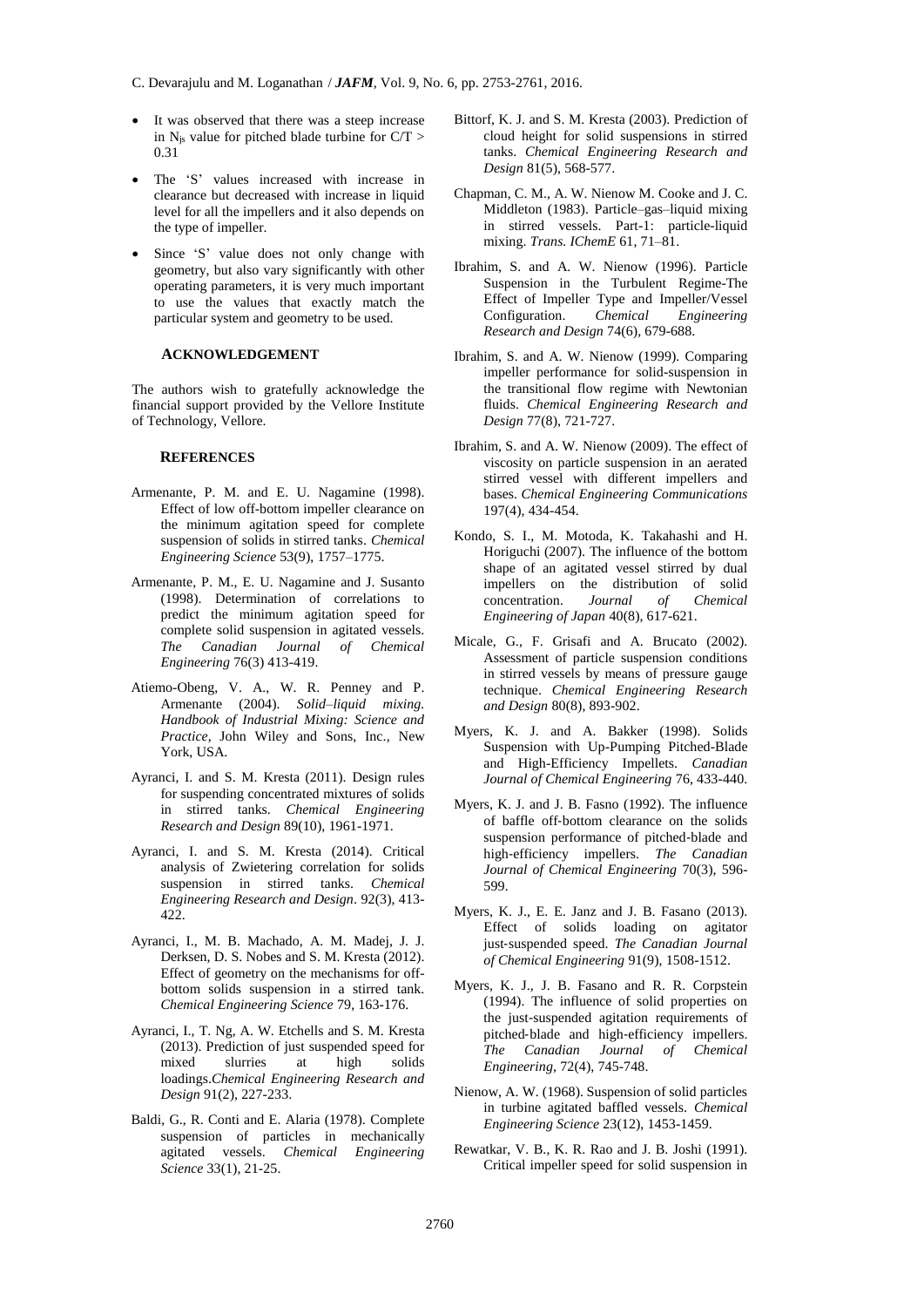- It was observed that there was a steep increase in $N_{js}$ value for pitched blade turbine for $C/T > 0.31$
- The 'S' values increased with increase in clearance but decreased with increase in liquid level for all the impellers and it also depends on the type of impeller.
- Since 'S' value does not only change with geometry, but also vary significantly with other operating parameters, it is very much important to use the values that exactly match the particular system and geometry to be used.

## ACKNOWLEDGEMENT

The authors wish to gratefully acknowledge the financial support provided by the Vellore Institute of Technology, Vellore.

## REFERENCES

Armenante, P. M. and E. U. Nagamine (1998). Effect of low off-bottom impeller clearance on the minimum agitation speed for complete suspension of solids in stirred tanks. *Chemical Engineering Science* 53(9), 1757–1775.

Armenante, P. M., E. U. Nagamine and J. Susanto (1998). Determination of correlations to predict the minimum agitation speed for complete solid suspension in agitated vessels. *The Canadian Journal of Chemical Engineering* 76(3) 413-419.

Atiemo-Obeng, V. A., W. R. Penney and P. Armenante (2004). *Solid–liquid mixing. Handbook of Industrial Mixing: Science and Practice*, John Wiley and Sons, Inc., New York, USA.

Ayranci, I. and S. M. Kresta (2011). Design rules for suspending concentrated mixtures of solids in stirred tanks. *Chemical Engineering Research and Design* 89(10), 1961-1971.

Ayranci, I. and S. M. Kresta (2014). Critical analysis of Zwietering correlation for solids suspension in stirred tanks. *Chemical Engineering Research and Design*. 92(3), 413-422.

Ayranci, I., M. B. Machado, A. M. Madej, J. J. Derksen, D. S. Nobes and S. M. Kresta (2012). Effect of geometry on the mechanisms for off-bottom solids suspension in a stirred tank. *Chemical Engineering Science* 79, 163-176.

Ayranci, I., T. Ng, A. W. Etchells and S. M. Kresta (2013). Prediction of just suspended speed for mixed slurries at high solids loadings.*Chemical Engineering Research and Design* 91(2), 227-233.

Baldi, G., R. Conti and E. Alaria (1978). Complete suspension of particles in mechanically agitated vessels. *Chemical Engineering Science* 33(1), 21-25.

Bittorf, K. J. and S. M. Kresta (2003). Prediction of cloud height for solid suspensions in stirred tanks. *Chemical Engineering Research and Design* 81(5), 568-577.

Chapman, C. M., A. W. Nienow M. Cooke and J. C. Middleton (1983). Particle–gas–liquid mixing in stirred vessels. Part-1: particle-liquid mixing. *Trans. IChemE* 61, 71–81.

Ibrahim, S. and A. W. Nienow (1996). Particle Suspension in the Turbulent Regime-The Effect of Impeller Type and Impeller/Vessel Configuration. *Chemical Engineering Research and Design* 74(6), 679-688.

Ibrahim, S. and A. W. Nienow (1999). Comparing impeller performance for solid-suspension in the transitional flow regime with Newtonian fluids. *Chemical Engineering Research and Design* 77(8), 721-727.

Ibrahim, S. and A. W. Nienow (2009). The effect of viscosity on particle suspension in an aerated stirred vessel with different impellers and bases. *Chemical Engineering Communications* 197(4), 434-454.

Kondo, S. I., M. Motoda, K. Takahashi and H. Horiguchi (2007). The influence of the bottom shape of an agitated vessel stirred by dual impellers on the distribution of solid concentration. *Journal of Chemical Engineering of Japan* 40(8), 617-621.

Micale, G., F. Grisafi and A. Brucato (2002). Assessment of particle suspension conditions in stirred vessels by means of pressure gauge technique. *Chemical Engineering Research and Design* 80(8), 893-902.

Myers, K. J. and A. Bakker (1998). Solids Suspension with Up-Pumping Pitched-Blade and High-Efficiency Impellets. *Canadian Journal of Chemical Engineering* 76, 433-440.

Myers, K. J. and J. B. Fasno (1992). The influence of baffle off-bottom clearance on the solids suspension performance of pitched-blade and high-efficiency impellers. *The Canadian Journal of Chemical Engineering* 70(3), 596-599.

Myers, K. J., E. E. Janz and J. B. Fasano (2013). Effect of solids loading on agitator just-suspended speed. *The Canadian Journal of Chemical Engineering* 91(9), 1508-1512.

Myers, K. J., J. B. Fasano and R. R. Corpstein (1994). The influence of solid properties on the just-suspended agitation requirements of pitched-blade and high-efficiency impellers. *The Canadian Journal of Chemical Engineering*, 72(4), 745-748.

Nienow, A. W. (1968). Suspension of solid particles in turbine agitated baffled vessels. *Chemical Engineering Science* 23(12), 1453-1459.

Rewatkar, V. B., K. R. Rao and J. B. Joshi (1991). Critical impeller speed for solid suspension in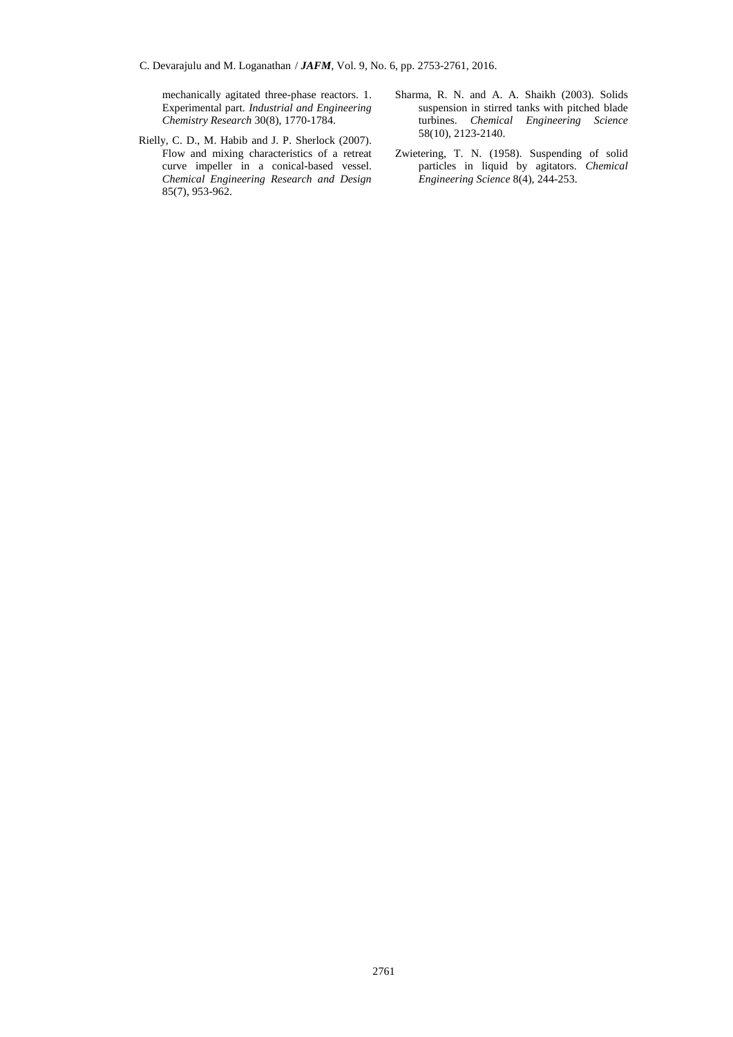mechanically agitated three-phase reactors. 1. Experimental part. *Industrial and Engineering Chemistry Research* 30(8), 1770-1784.

Rielly, C. D., M. Habib and J. P. Sherlock (2007). Flow and mixing characteristics of a retreat curve impeller in a conical-based vessel. *Chemical Engineering Research and Design* 85(7), 953-962.

Sharma, R. N. and A. A. Shaikh (2003). Solids suspension in stirred tanks with pitched blade turbines. *Chemical Engineering Science* 58(10), 2123-2140.

Zwietering, T. N. (1958). Suspending of solid particles in liquid by agitators. *Chemical Engineering Science* 8(4), 244-253.